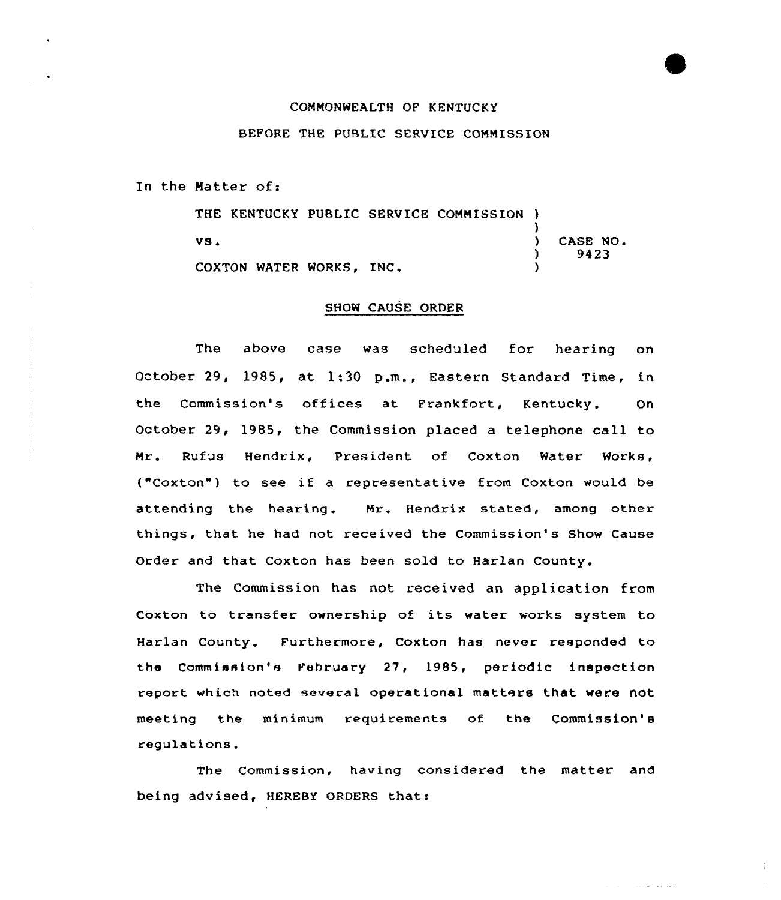COMMONWEALTH OF KENTUCKY

BEFORE THE PUBLIC SERVICE COMMISSION

In the Matter of:

| | | |
|---|---|---|
| THE KENTUCKY PUBLIC SERVICE COMMISSION | ) | |
| | ) | |
| vs. | ) | CASE NO. |
| | ) | 9423 |
| COXTON WATER WORKS, INC. | ) | |

## SHOW CAUSE ORDER

The above case was scheduled for hearing on October 29, 1985, at 1:30 p.m., Eastern Standard Time, in the Commission's offices at Frankfort, Kentucky. On October 29, 1985, the Commission placed a telephone call to Mr. Rufus Hendrix, President of Coxton Water Works, ("Coxton") to see if a representative from Coxton would be attending the hearing. Mr. Hendrix stated, among other things, that he had not received the Commission's Show Cause Order and that Coxton has been sold to Harlan County.

The Commission has not received an application from Coxton to transfer ownership of its water works system to Harlan County. Furthermore, Coxton has never responded to the Commission's February 27, 1985, periodic inspection report which noted several operational matters that were not meeting the minimum requirements of the Commission's regulations.

The Commission, having considered the matter and being advised, HEREBY ORDERS that: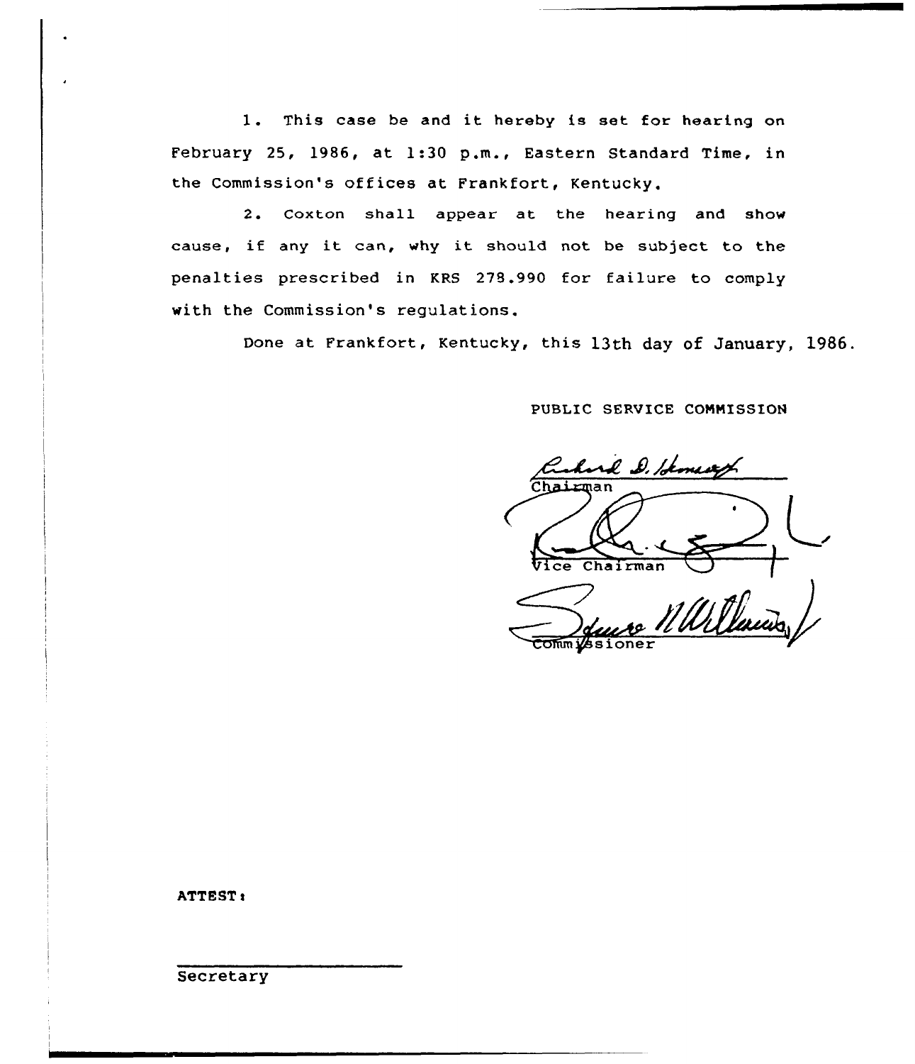1. This case be and it hereby is set for hearing on February 25, 1986, at 1:30 p.m., Eastern Standard Time, in the Commission's offices at Frankfort, Kentucky.

2. Coxton shall appear at the hearing and show cause, if any it can, why it should not be subject to the penalties prescribed in KRS 278.990 for failure to comply with the Commission's regulations.

Done at Frankfort, Kentucky, this 13th day of January, 1986.

PUBLIC SERVICE COMMISSION

Chairman

Vice Chairman

Commissioner

ATTEST:

Secretary